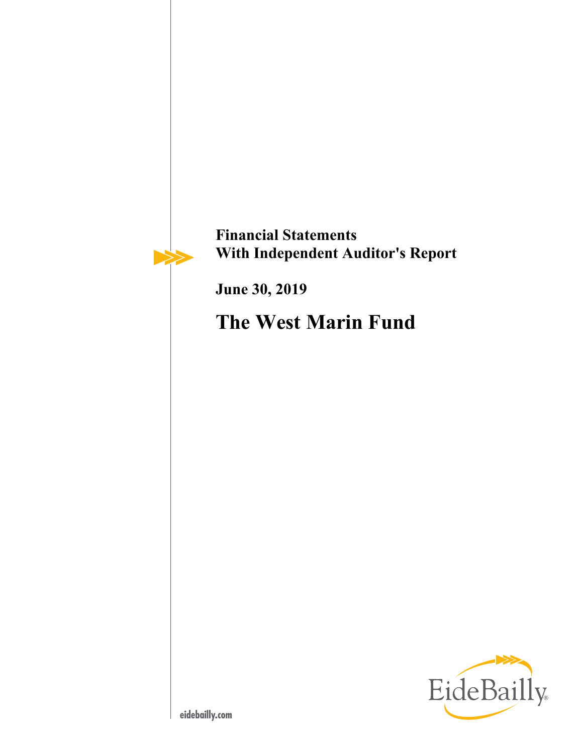**Financial Statements**
**With Independent Auditor's Report**

**June 30, 2019**

# The West Marin Fund

EideBailly

eidebailly.com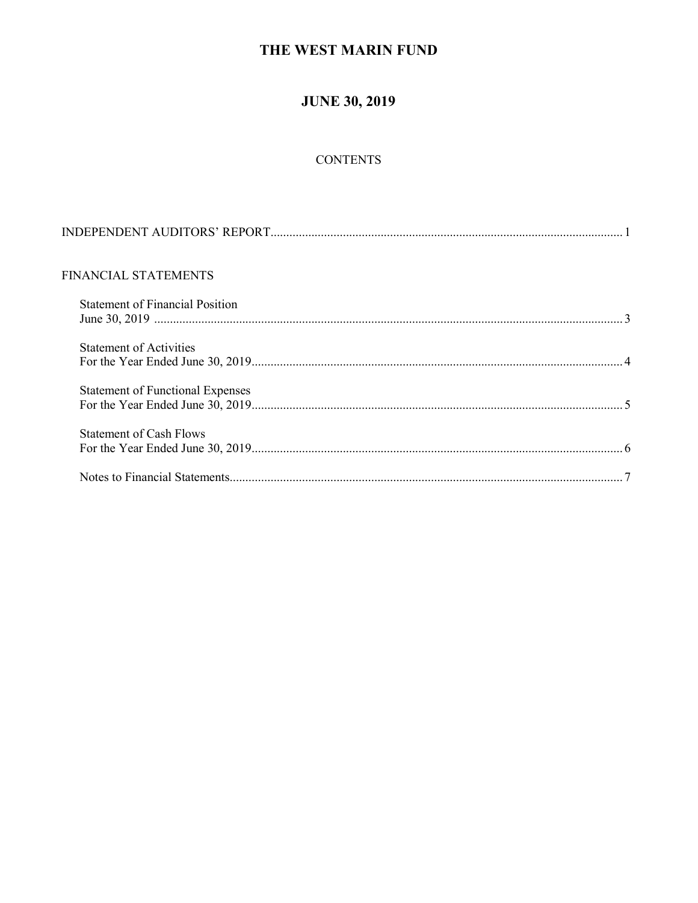# THE WEST MARIN FUND

## JUNE 30, 2019

CONTENTS

| | |
|---|---|
| INDEPENDENT AUDITORS' REPORT | 1 |
| FINANCIAL STATEMENTS | |
| Statement of Financial Position<br>June 30, 2019 | 3 |
| Statement of Activities<br>For the Year Ended June 30, 2019 | 4 |
| Statement of Functional Expenses<br>For the Year Ended June 30, 2019 | 5 |
| Statement of Cash Flows<br>For the Year Ended June 30, 2019 | 6 |
| Notes to Financial Statements | 7 |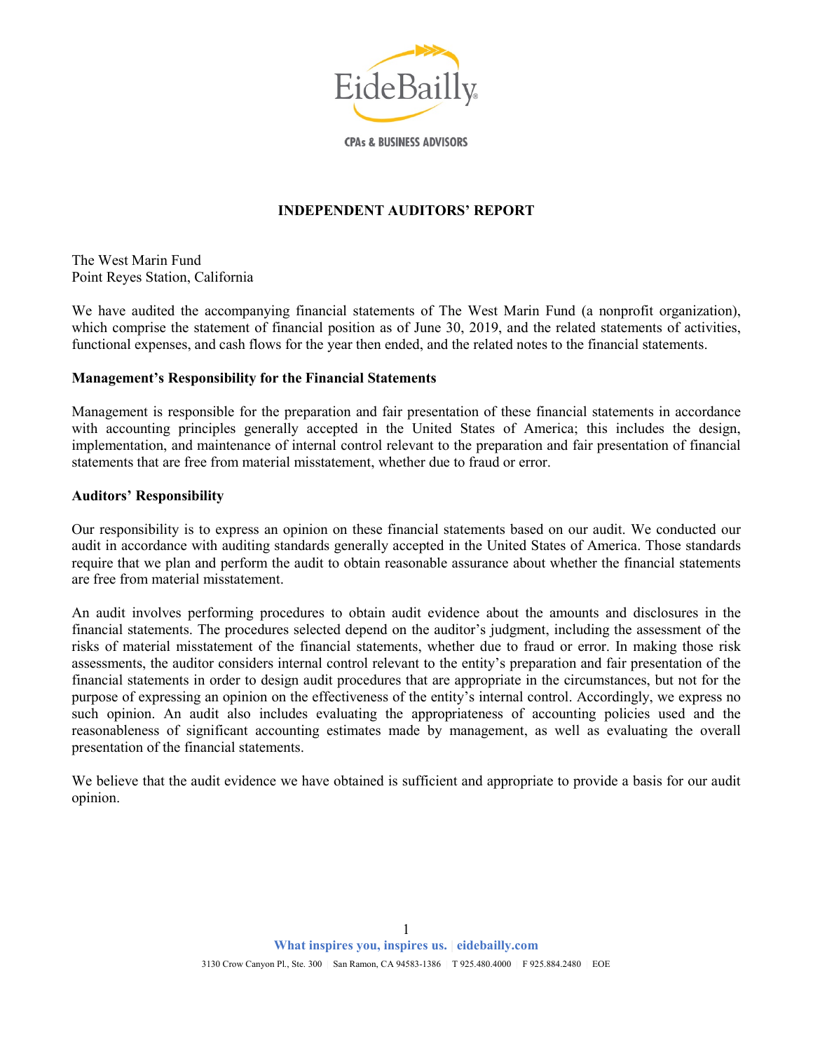# INDEPENDENT AUDITORS' REPORT

The West Marin Fund
Point Reyes Station, California

We have audited the accompanying financial statements of The West Marin Fund (a nonprofit organization), which comprise the statement of financial position as of June 30, 2019, and the related statements of activities, functional expenses, and cash flows for the year then ended, and the related notes to the financial statements.

### Management's Responsibility for the Financial Statements

Management is responsible for the preparation and fair presentation of these financial statements in accordance with accounting principles generally accepted in the United States of America; this includes the design, implementation, and maintenance of internal control relevant to the preparation and fair presentation of financial statements that are free from material misstatement, whether due to fraud or error.

### Auditors' Responsibility

Our responsibility is to express an opinion on these financial statements based on our audit. We conducted our audit in accordance with auditing standards generally accepted in the United States of America. Those standards require that we plan and perform the audit to obtain reasonable assurance about whether the financial statements are free from material misstatement.

An audit involves performing procedures to obtain audit evidence about the amounts and disclosures in the financial statements. The procedures selected depend on the auditor's judgment, including the assessment of the risks of material misstatement of the financial statements, whether due to fraud or error. In making those risk assessments, the auditor considers internal control relevant to the entity's preparation and fair presentation of the financial statements in order to design audit procedures that are appropriate in the circumstances, but not for the purpose of expressing an opinion on the effectiveness of the entity's internal control. Accordingly, we express no such opinion. An audit also includes evaluating the appropriateness of accounting policies used and the reasonableness of significant accounting estimates made by management, as well as evaluating the overall presentation of the financial statements.

We believe that the audit evidence we have obtained is sufficient and appropriate to provide a basis for our audit opinion.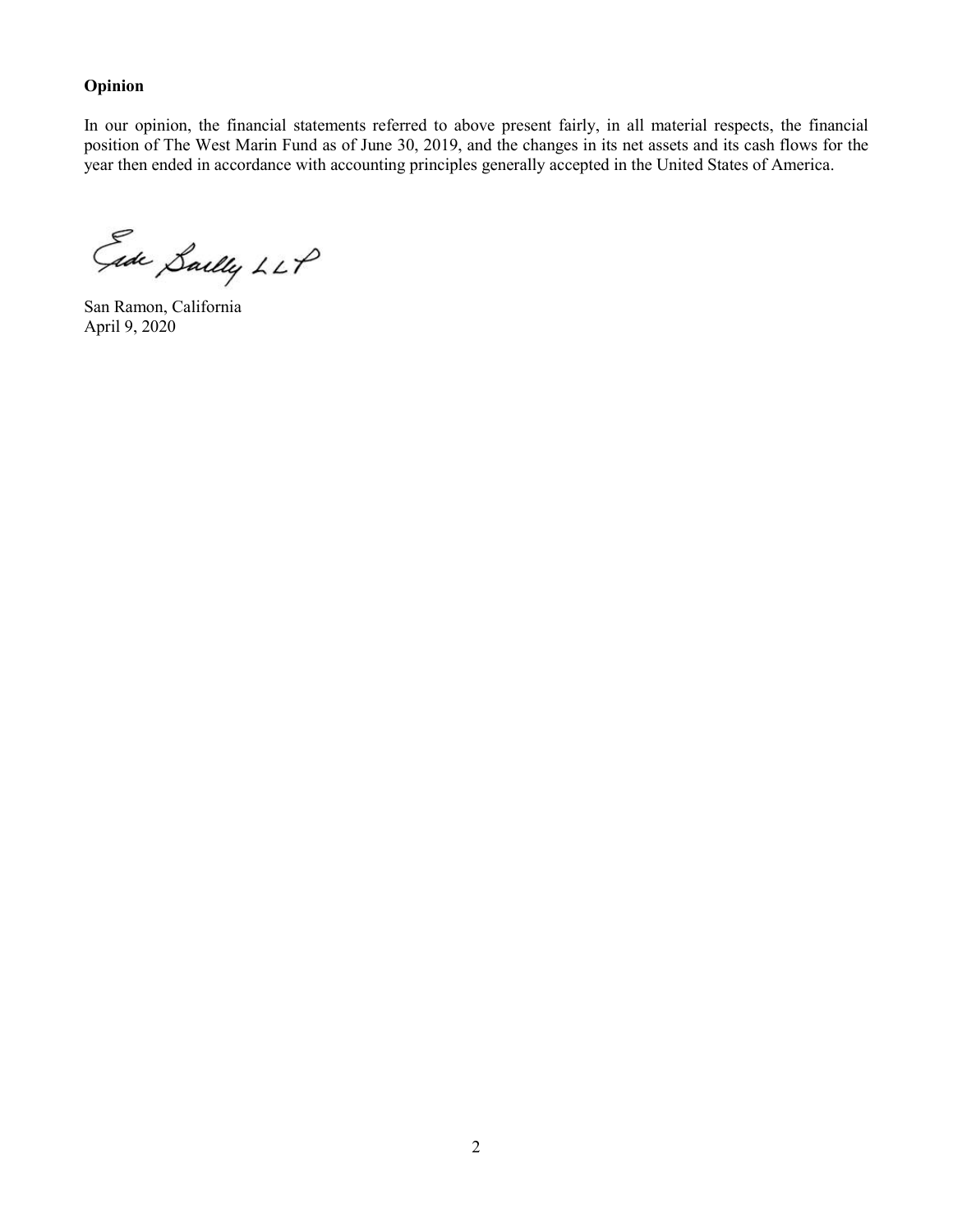**Opinion**

In our opinion, the financial statements referred to above present fairly, in all material respects, the financial position of The West Marin Fund as of June 30, 2019, and the changes in its net assets and its cash flows for the year then ended in accordance with accounting principles generally accepted in the United States of America.

Eide Bailly LLP

San Ramon, California
April 9, 2020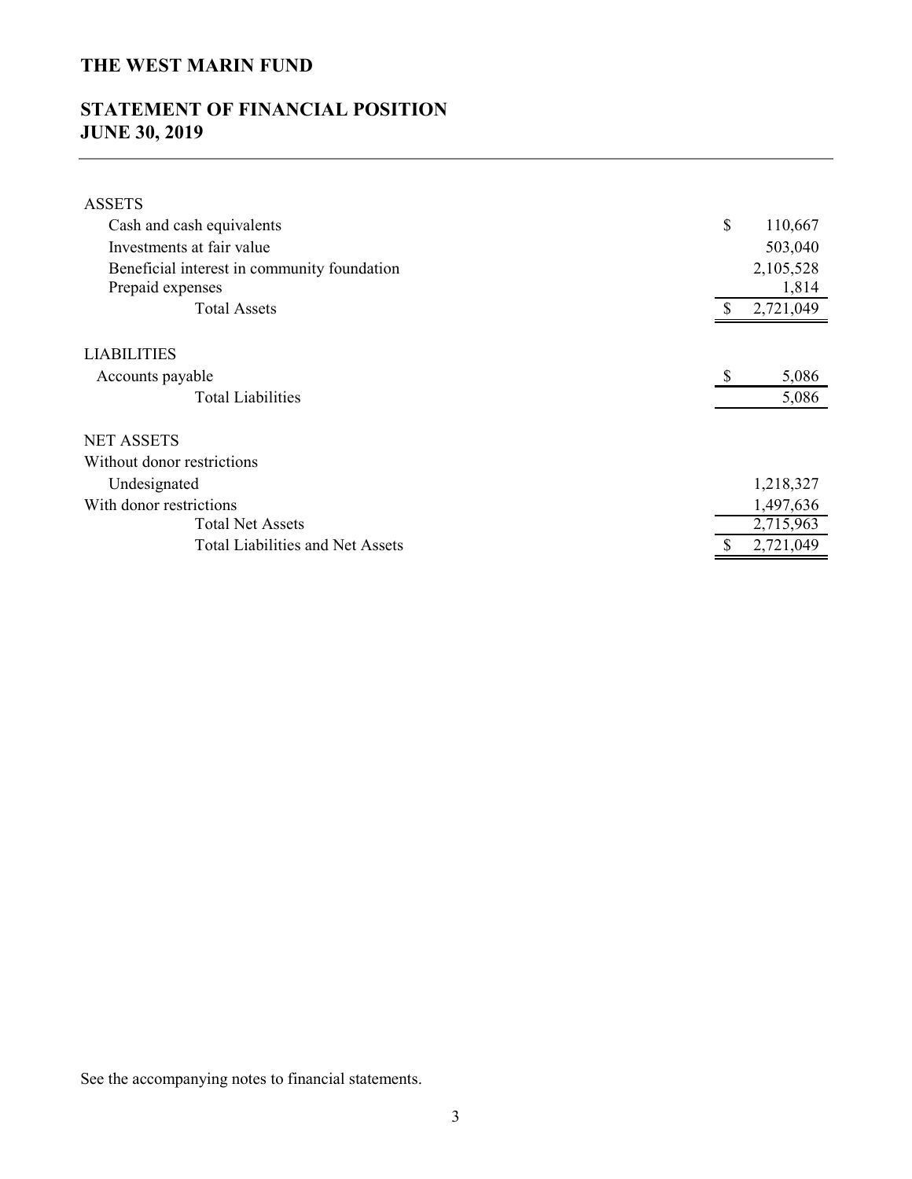# THE WEST MARIN FUND

## STATEMENT OF FINANCIAL POSITION
## JUNE 30, 2019

| | |
|---|---|
| **ASSETS** | |
| Cash and cash equivalents | $ 110,667 |
| Investments at fair value | 503,040 |
| Beneficial interest in community foundation | 2,105,528 |
| Prepaid expenses | 1,814 |
| Total Assets | $ 2,721,049 |
| **LIABILITIES** | |
| Accounts payable | $ 5,086 |
| Total Liabilities | 5,086 |
| **NET ASSETS** | |
| Without donor restrictions | |
| Undesignated | 1,218,327 |
| With donor restrictions | 1,497,636 |
| Total Net Assets | 2,715,963 |
| Total Liabilities and Net Assets | $ 2,721,049 |

See the accompanying notes to financial statements.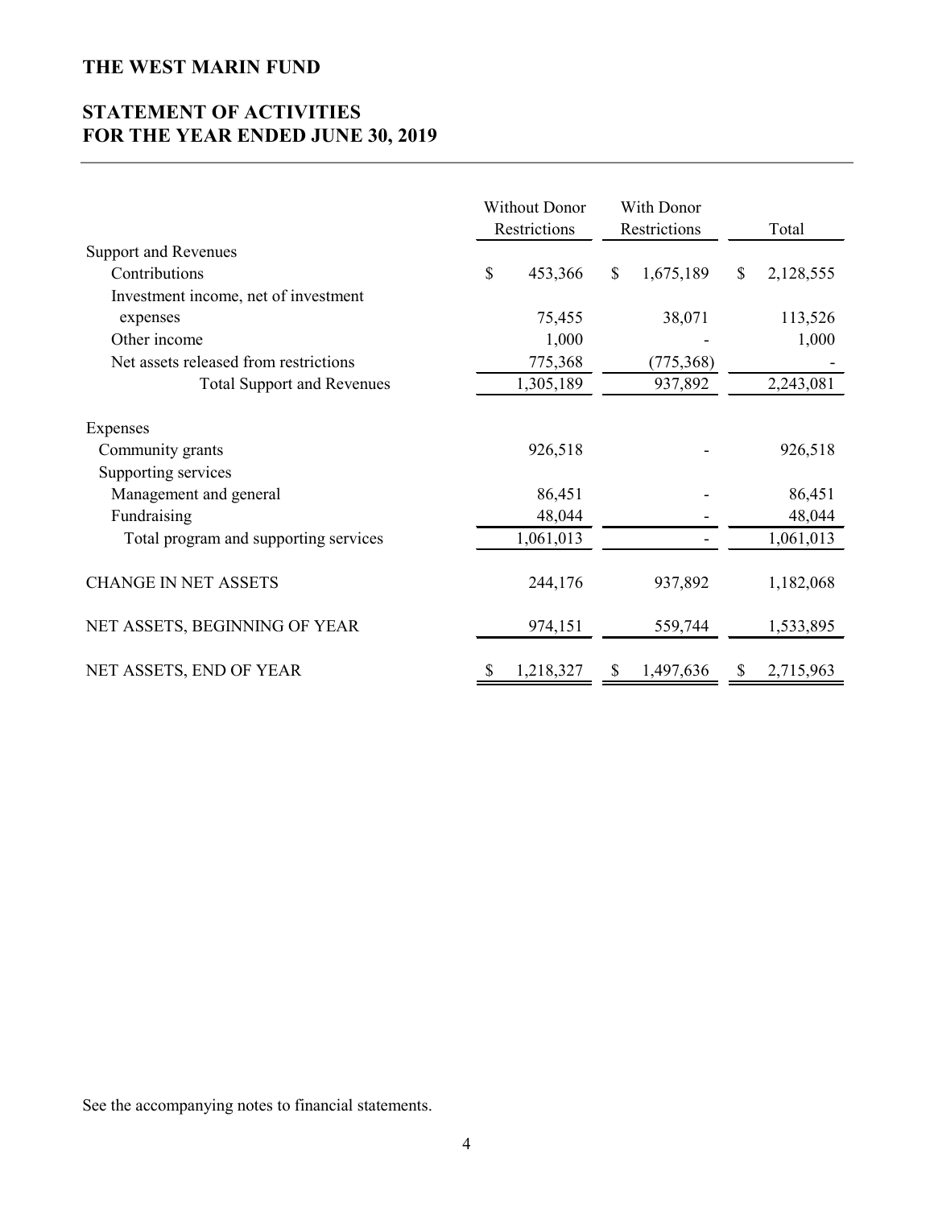# THE WEST MARIN FUND

## STATEMENT OF ACTIVITIES
## FOR THE YEAR ENDED JUNE 30, 2019

| | Without Donor Restrictions | With Donor Restrictions | Total |
|---|---|---|---|
| Support and Revenues | | | |
| Contributions | $ 453,366 | $ 1,675,189 | $ 2,128,555 |
| Investment income, net of investment expenses | 75,455 | 38,071 | 113,526 |
| Other income | 1,000 | - | 1,000 |
| Net assets released from restrictions | 775,368 | (775,368) | - |
| Total Support and Revenues | 1,305,189 | 937,892 | 2,243,081 |
| Expenses | | | |
| Community grants | 926,518 | - | 926,518 |
| Supporting services | | | |
| Management and general | 86,451 | - | 86,451 |
| Fundraising | 48,044 | - | 48,044 |
| Total program and supporting services | 1,061,013 | - | 1,061,013 |
| CHANGE IN NET ASSETS | 244,176 | 937,892 | 1,182,068 |
| NET ASSETS, BEGINNING OF YEAR | 974,151 | 559,744 | 1,533,895 |
| NET ASSETS, END OF YEAR | $ 1,218,327 | $ 1,497,636 | $ 2,715,963 |

See the accompanying notes to financial statements.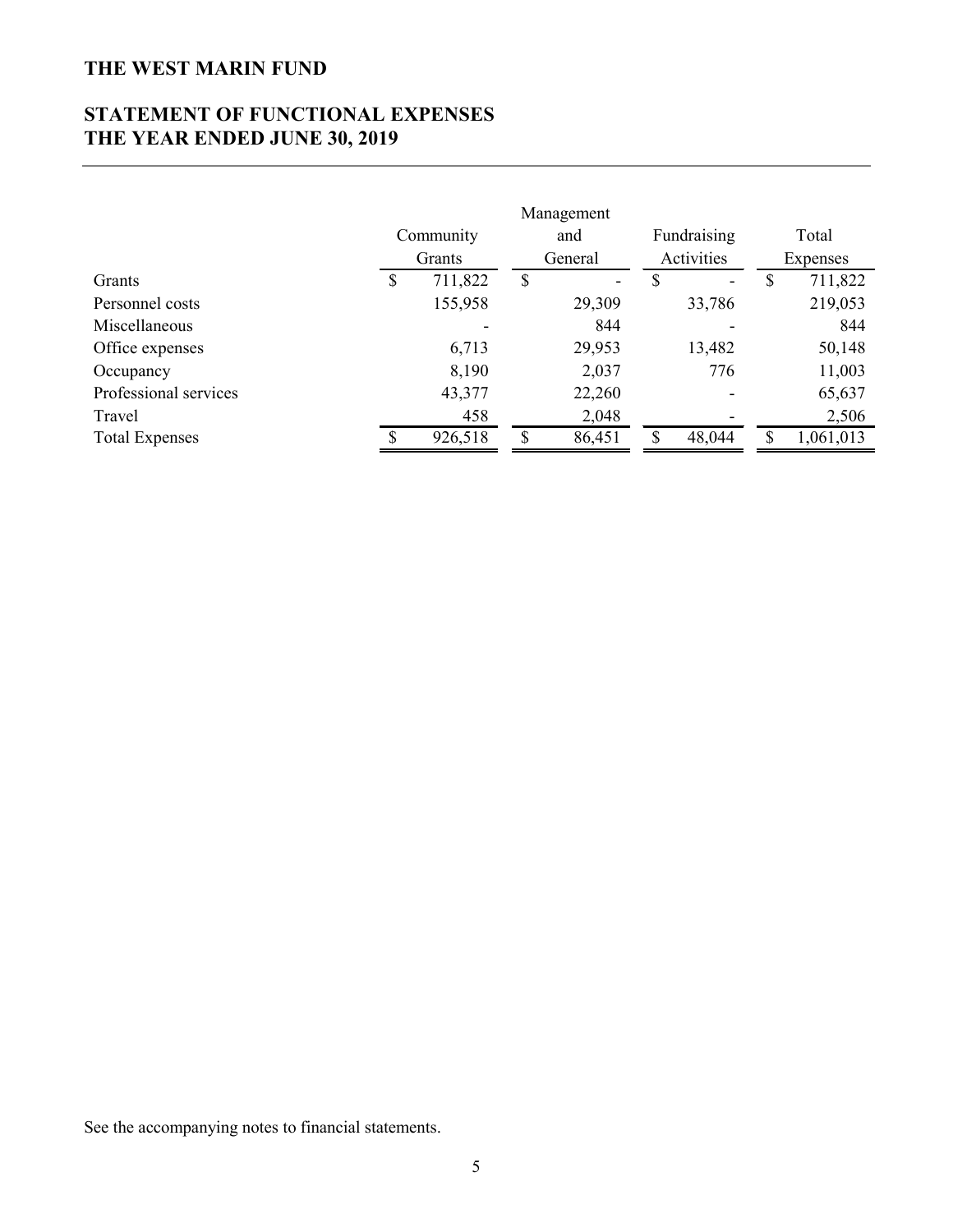# THE WEST MARIN FUND

## STATEMENT OF FUNCTIONAL EXPENSES
## THE YEAR ENDED JUNE 30, 2019

| | Community Grants | Management and General | Fundraising Activities | Total Expenses |
|---|---|---|---|---|
| Grants | $ 711,822 | $ - | $ - | $ 711,822 |
| Personnel costs | 155,958 | 29,309 | 33,786 | 219,053 |
| Miscellaneous | - | 844 | - | 844 |
| Office expenses | 6,713 | 29,953 | 13,482 | 50,148 |
| Occupancy | 8,190 | 2,037 | 776 | 11,003 |
| Professional services | 43,377 | 22,260 | - | 65,637 |
| Travel | 458 | 2,048 | - | 2,506 |
| Total Expenses | $ 926,518 | $ 86,451 | $ 48,044 | $ 1,061,013 |

See the accompanying notes to financial statements.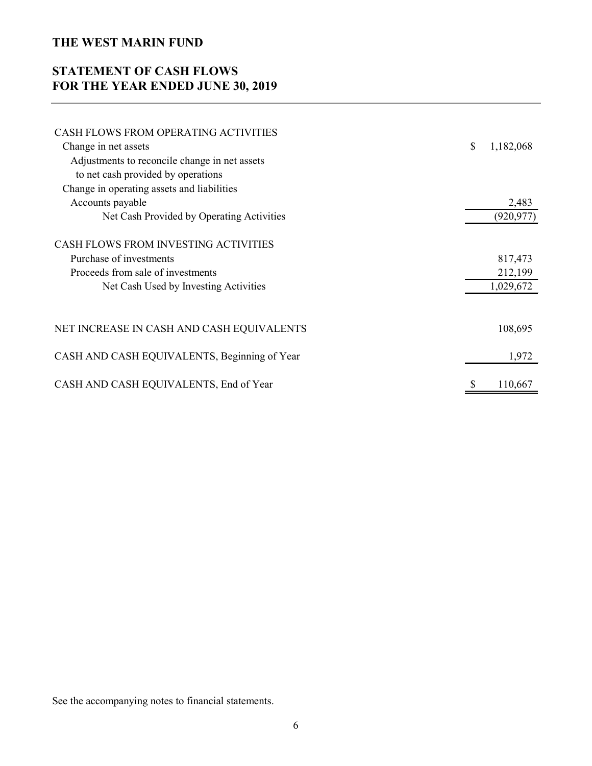# THE WEST MARIN FUND

## STATEMENT OF CASH FLOWS
## FOR THE YEAR ENDED JUNE 30, 2019

| | |
|---|---|
| CASH FLOWS FROM OPERATING ACTIVITIES | |
| Change in net assets | $ 1,182,068 |
| Adjustments to reconcile change in net assets to net cash provided by operations | |
| Change in operating assets and liabilities | |
| Accounts payable | 2,483 |
| Net Cash Provided by Operating Activities | (920,977) |
| | |
| CASH FLOWS FROM INVESTING ACTIVITIES | |
| Purchase of investments | 817,473 |
| Proceeds from sale of investments | 212,199 |
| Net Cash Used by Investing Activities | 1,029,672 |
| | |
| NET INCREASE IN CASH AND CASH EQUIVALENTS | 108,695 |
| | |
| CASH AND CASH EQUIVALENTS, Beginning of Year | 1,972 |
| | |
| CASH AND CASH EQUIVALENTS, End of Year | $ 110,667 |

See the accompanying notes to financial statements.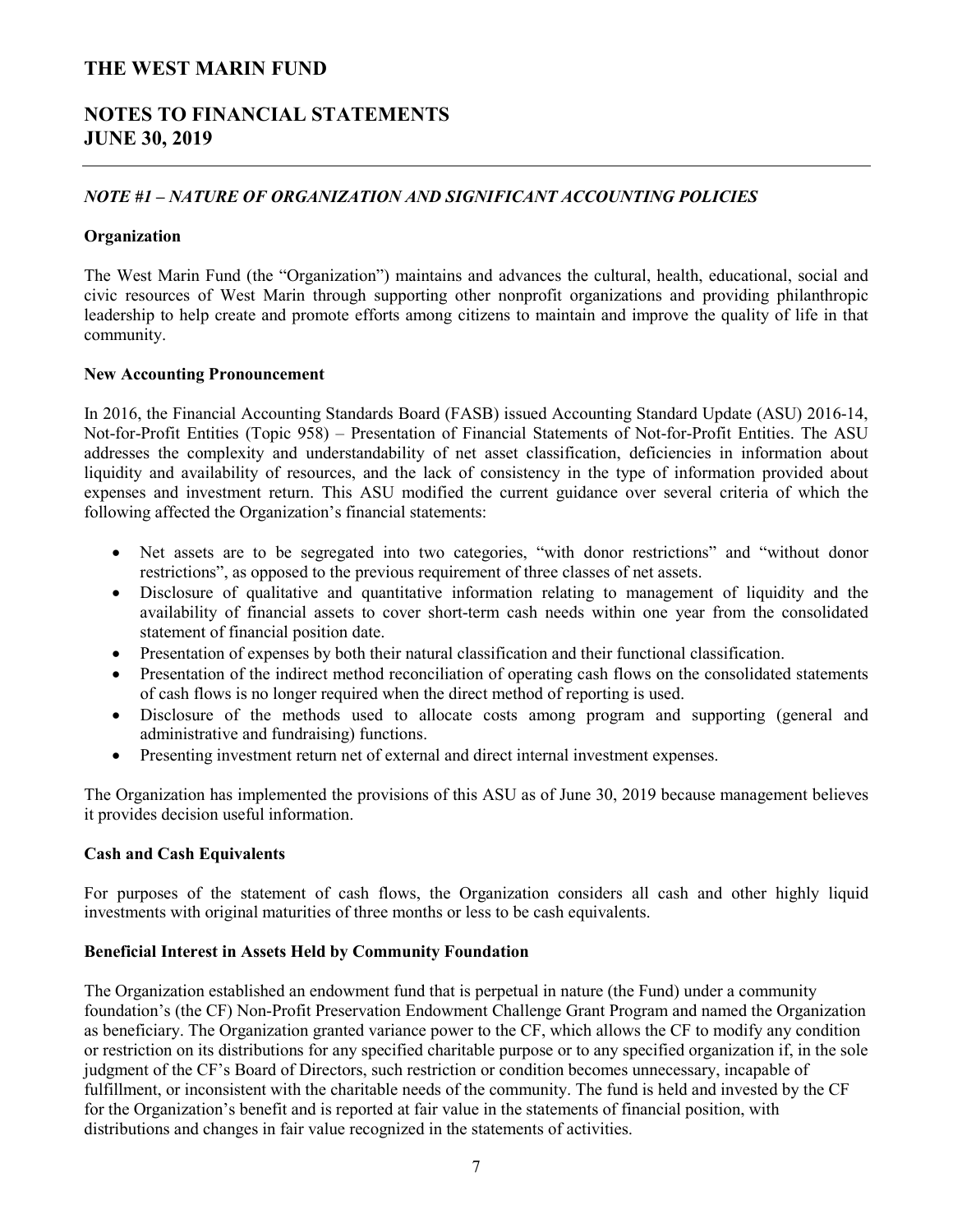# THE WEST MARIN FUND

## NOTES TO FINANCIAL STATEMENTS
## JUNE 30, 2019

### *NOTE #1 – NATURE OF ORGANIZATION AND SIGNIFICANT ACCOUNTING POLICIES*

**Organization**

The West Marin Fund (the "Organization") maintains and advances the cultural, health, educational, social and civic resources of West Marin through supporting other nonprofit organizations and providing philanthropic leadership to help create and promote efforts among citizens to maintain and improve the quality of life in that community.

**New Accounting Pronouncement**

In 2016, the Financial Accounting Standards Board (FASB) issued Accounting Standard Update (ASU) 2016-14, Not-for-Profit Entities (Topic 958) – Presentation of Financial Statements of Not-for-Profit Entities. The ASU addresses the complexity and understandability of net asset classification, deficiencies in information about liquidity and availability of resources, and the lack of consistency in the type of information provided about expenses and investment return. This ASU modified the current guidance over several criteria of which the following affected the Organization's financial statements:

- Net assets are to be segregated into two categories, "with donor restrictions" and "without donor restrictions", as opposed to the previous requirement of three classes of net assets.
- Disclosure of qualitative and quantitative information relating to management of liquidity and the availability of financial assets to cover short-term cash needs within one year from the consolidated statement of financial position date.
- Presentation of expenses by both their natural classification and their functional classification.
- Presentation of the indirect method reconciliation of operating cash flows on the consolidated statements of cash flows is no longer required when the direct method of reporting is used.
- Disclosure of the methods used to allocate costs among program and supporting (general and administrative and fundraising) functions.
- Presenting investment return net of external and direct internal investment expenses.

The Organization has implemented the provisions of this ASU as of June 30, 2019 because management believes it provides decision useful information.

**Cash and Cash Equivalents**

For purposes of the statement of cash flows, the Organization considers all cash and other highly liquid investments with original maturities of three months or less to be cash equivalents.

**Beneficial Interest in Assets Held by Community Foundation**

The Organization established an endowment fund that is perpetual in nature (the Fund) under a community foundation's (the CF) Non-Profit Preservation Endowment Challenge Grant Program and named the Organization as beneficiary. The Organization granted variance power to the CF, which allows the CF to modify any condition or restriction on its distributions for any specified charitable purpose or to any specified organization if, in the sole judgment of the CF's Board of Directors, such restriction or condition becomes unnecessary, incapable of fulfillment, or inconsistent with the charitable needs of the community. The fund is held and invested by the CF for the Organization's benefit and is reported at fair value in the statements of financial position, with distributions and changes in fair value recognized in the statements of activities.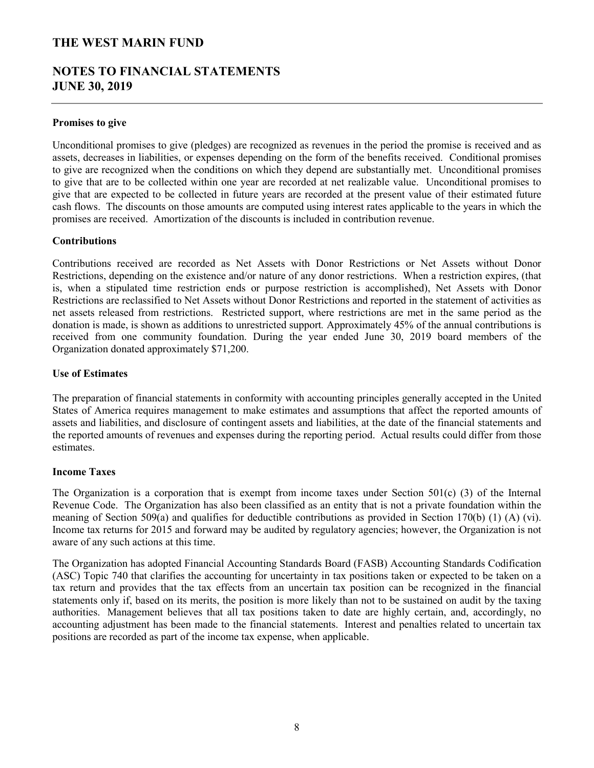#### Promises to give

Unconditional promises to give (pledges) are recognized as revenues in the period the promise is received and as assets, decreases in liabilities, or expenses depending on the form of the benefits received. Conditional promises to give are recognized when the conditions on which they depend are substantially met. Unconditional promises to give that are to be collected within one year are recorded at net realizable value. Unconditional promises to give that are expected to be collected in future years are recorded at the present value of their estimated future cash flows. The discounts on those amounts are computed using interest rates applicable to the years in which the promises are received. Amortization of the discounts is included in contribution revenue.

#### Contributions

Contributions received are recorded as Net Assets with Donor Restrictions or Net Assets without Donor Restrictions, depending on the existence and/or nature of any donor restrictions. When a restriction expires, (that is, when a stipulated time restriction ends or purpose restriction is accomplished), Net Assets with Donor Restrictions are reclassified to Net Assets without Donor Restrictions and reported in the statement of activities as net assets released from restrictions. Restricted support, where restrictions are met in the same period as the donation is made, is shown as additions to unrestricted support. Approximately 45% of the annual contributions is received from one community foundation. During the year ended June 30, 2019 board members of the Organization donated approximately $71,200.

#### Use of Estimates

The preparation of financial statements in conformity with accounting principles generally accepted in the United States of America requires management to make estimates and assumptions that affect the reported amounts of assets and liabilities, and disclosure of contingent assets and liabilities, at the date of the financial statements and the reported amounts of revenues and expenses during the reporting period. Actual results could differ from those estimates.

#### Income Taxes

The Organization is a corporation that is exempt from income taxes under Section 501(c) (3) of the Internal Revenue Code. The Organization has also been classified as an entity that is not a private foundation within the meaning of Section 509(a) and qualifies for deductible contributions as provided in Section 170(b) (1) (A) (vi). Income tax returns for 2015 and forward may be audited by regulatory agencies; however, the Organization is not aware of any such actions at this time.

The Organization has adopted Financial Accounting Standards Board (FASB) Accounting Standards Codification (ASC) Topic 740 that clarifies the accounting for uncertainty in tax positions taken or expected to be taken on a tax return and provides that the tax effects from an uncertain tax position can be recognized in the financial statements only if, based on its merits, the position is more likely than not to be sustained on audit by the taxing authorities. Management believes that all tax positions taken to date are highly certain, and, accordingly, no accounting adjustment has been made to the financial statements. Interest and penalties related to uncertain tax positions are recorded as part of the income tax expense, when applicable.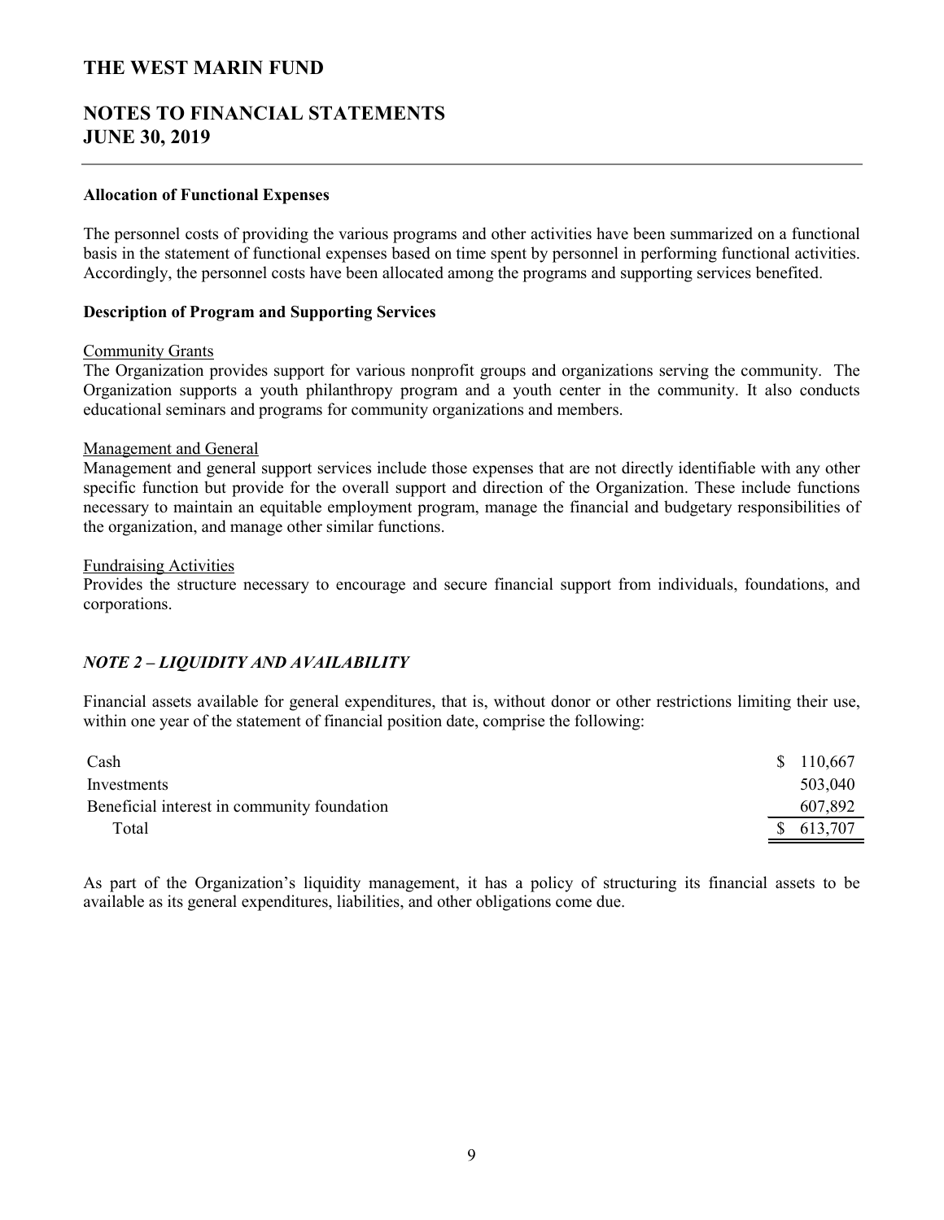# THE WEST MARIN FUND

## NOTES TO FINANCIAL STATEMENTS
## JUNE 30, 2019

**Allocation of Functional Expenses**

The personnel costs of providing the various programs and other activities have been summarized on a functional basis in the statement of functional expenses based on time spent by personnel in performing functional activities. Accordingly, the personnel costs have been allocated among the programs and supporting services benefited.

**Description of Program and Supporting Services**

Community Grants
The Organization provides support for various nonprofit groups and organizations serving the community. The Organization supports a youth philanthropy program and a youth center in the community. It also conducts educational seminars and programs for community organizations and members.

Management and General
Management and general support services include those expenses that are not directly identifiable with any other specific function but provide for the overall support and direction of the Organization. These include functions necessary to maintain an equitable employment program, manage the financial and budgetary responsibilities of the organization, and manage other similar functions.

Fundraising Activities
Provides the structure necessary to encourage and secure financial support from individuals, foundations, and corporations.

***NOTE 2 – LIQUIDITY AND AVAILABILITY***

Financial assets available for general expenditures, that is, without donor or other restrictions limiting their use, within one year of the statement of financial position date, comprise the following:

| | |
|---|---|
| Cash | $ 110,667 |
| Investments | 503,040 |
| Beneficial interest in community foundation | 607,892 |
| Total | $ 613,707 |

As part of the Organization's liquidity management, it has a policy of structuring its financial assets to be available as its general expenditures, liabilities, and other obligations come due.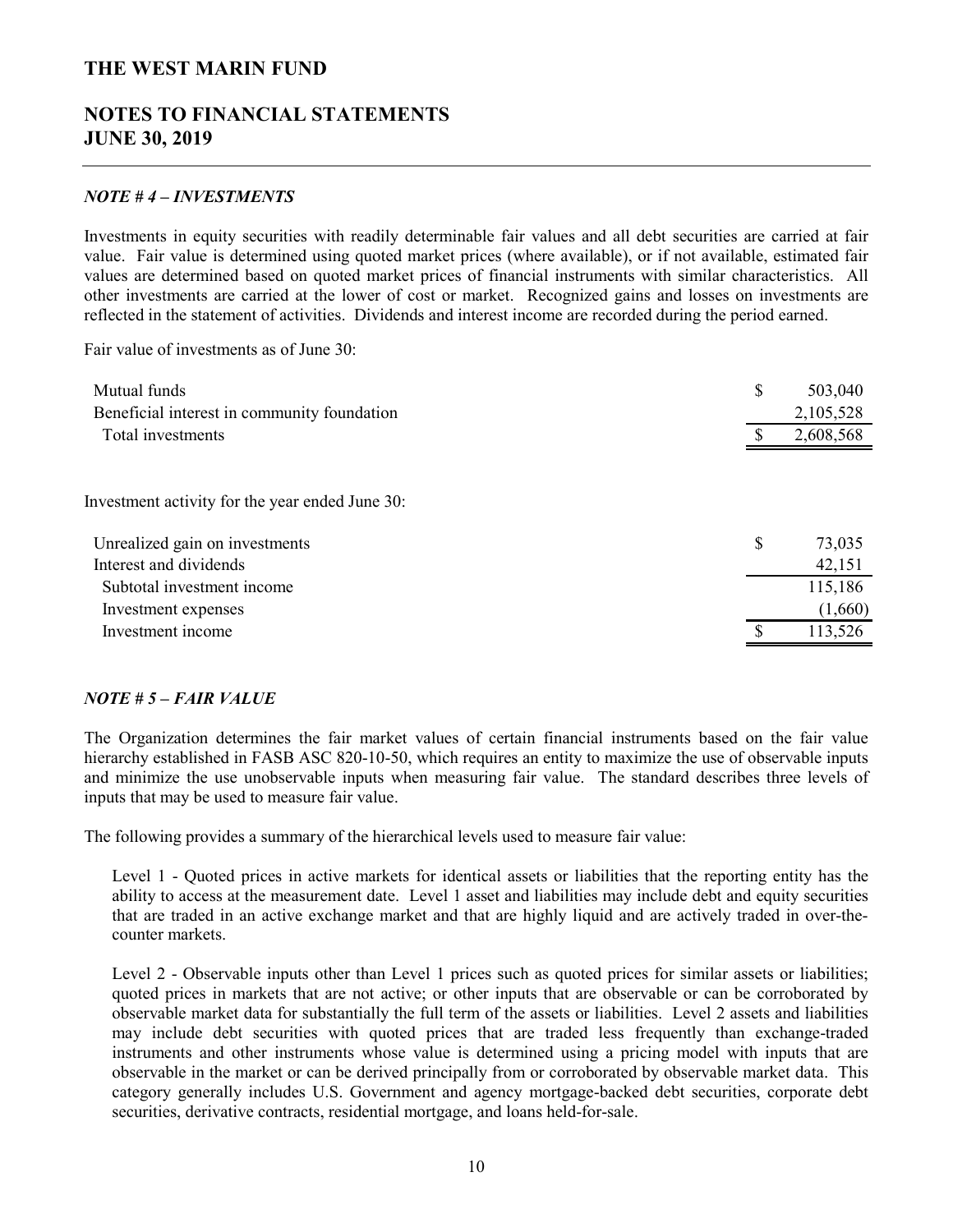# THE WEST MARIN FUND

## NOTES TO FINANCIAL STATEMENTS
## JUNE 30, 2019

### *NOTE # 4 – INVESTMENTS*

Investments in equity securities with readily determinable fair values and all debt securities are carried at fair value. Fair value is determined using quoted market prices (where available), or if not available, estimated fair values are determined based on quoted market prices of financial instruments with similar characteristics. All other investments are carried at the lower of cost or market. Recognized gains and losses on investments are reflected in the statement of activities. Dividends and interest income are recorded during the period earned.

Fair value of investments as of June 30:

| | | |
|---|---|---|
| Mutual funds | $ | 503,040 |
| Beneficial interest in community foundation | | 2,105,528 |
| Total investments | $ | 2,608,568 |

Investment activity for the year ended June 30:

| | | |
|---|---|---|
| Unrealized gain on investments | $ | 73,035 |
| Interest and dividends | | 42,151 |
| Subtotal investment income | | 115,186 |
| Investment expenses | | (1,660) |
| Investment income | $ | 113,526 |

### *NOTE # 5 – FAIR VALUE*

The Organization determines the fair market values of certain financial instruments based on the fair value hierarchy established in FASB ASC 820-10-50, which requires an entity to maximize the use of observable inputs and minimize the use unobservable inputs when measuring fair value. The standard describes three levels of inputs that may be used to measure fair value.

The following provides a summary of the hierarchical levels used to measure fair value:

Level 1 - Quoted prices in active markets for identical assets or liabilities that the reporting entity has the ability to access at the measurement date. Level 1 asset and liabilities may include debt and equity securities that are traded in an active exchange market and that are highly liquid and are actively traded in over-the-counter markets.

Level 2 - Observable inputs other than Level 1 prices such as quoted prices for similar assets or liabilities; quoted prices in markets that are not active; or other inputs that are observable or can be corroborated by observable market data for substantially the full term of the assets or liabilities. Level 2 assets and liabilities may include debt securities with quoted prices that are traded less frequently than exchange-traded instruments and other instruments whose value is determined using a pricing model with inputs that are observable in the market or can be derived principally from or corroborated by observable market data. This category generally includes U.S. Government and agency mortgage-backed debt securities, corporate debt securities, derivative contracts, residential mortgage, and loans held-for-sale.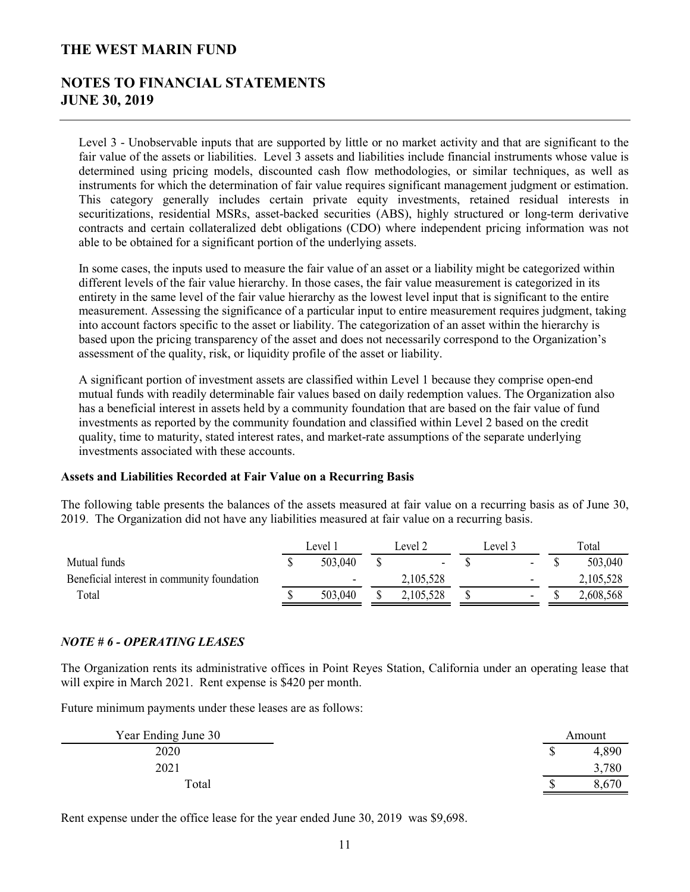Level 3 - Unobservable inputs that are supported by little or no market activity and that are significant to the fair value of the assets or liabilities. Level 3 assets and liabilities include financial instruments whose value is determined using pricing models, discounted cash flow methodologies, or similar techniques, as well as instruments for which the determination of fair value requires significant management judgment or estimation. This category generally includes certain private equity investments, retained residual interests in securitizations, residential MSRs, asset-backed securities (ABS), highly structured or long-term derivative contracts and certain collateralized debt obligations (CDO) where independent pricing information was not able to be obtained for a significant portion of the underlying assets.

In some cases, the inputs used to measure the fair value of an asset or a liability might be categorized within different levels of the fair value hierarchy. In those cases, the fair value measurement is categorized in its entirety in the same level of the fair value hierarchy as the lowest level input that is significant to the entire measurement. Assessing the significance of a particular input to entire measurement requires judgment, taking into account factors specific to the asset or liability. The categorization of an asset within the hierarchy is based upon the pricing transparency of the asset and does not necessarily correspond to the Organization's assessment of the quality, risk, or liquidity profile of the asset or liability.

A significant portion of investment assets are classified within Level 1 because they comprise open-end mutual funds with readily determinable fair values based on daily redemption values. The Organization also has a beneficial interest in assets held by a community foundation that are based on the fair value of fund investments as reported by the community foundation and classified within Level 2 based on the credit quality, time to maturity, stated interest rates, and market-rate assumptions of the separate underlying investments associated with these accounts.

**Assets and Liabilities Recorded at Fair Value on a Recurring Basis**

The following table presents the balances of the assets measured at fair value on a recurring basis as of June 30, 2019. The Organization did not have any liabilities measured at fair value on a recurring basis.

| | Level 1 | Level 2 | Level 3 | Total |
|---|---|---|---|---|
| Mutual funds | $ 503,040 | $ - | $ - | $ 503,040 |
| Beneficial interest in community foundation | - | 2,105,528 | - | 2,105,528 |
| Total | $ 503,040 | $ 2,105,528 | $ - | $ 2,608,568 |

### *NOTE # 6 - OPERATING LEASES*

The Organization rents its administrative offices in Point Reyes Station, California under an operating lease that will expire in March 2021. Rent expense is $420 per month.

Future minimum payments under these leases are as follows:

| Year Ending June 30 | Amount |
|---|---|
| 2020 | $ 4,890 |
| 2021 | 3,780 |
| Total | $ 8,670 |

Rent expense under the office lease for the year ended June 30, 2019 was $9,698.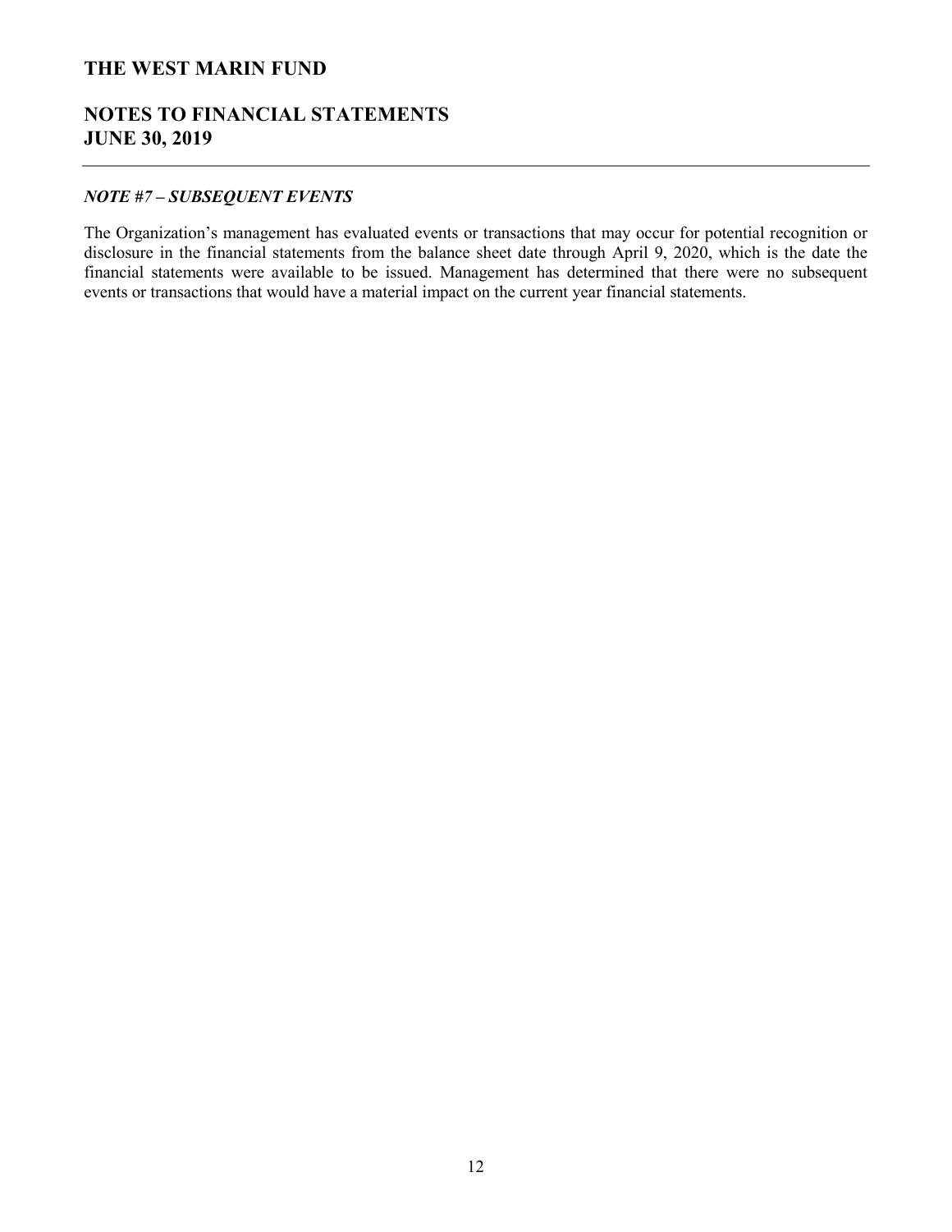# THE WEST MARIN FUND

## NOTES TO FINANCIAL STATEMENTS
## JUNE 30, 2019

### *NOTE #7 – SUBSEQUENT EVENTS*

The Organization's management has evaluated events or transactions that may occur for potential recognition or disclosure in the financial statements from the balance sheet date through April 9, 2020, which is the date the financial statements were available to be issued. Management has determined that there were no subsequent events or transactions that would have a material impact on the current year financial statements.